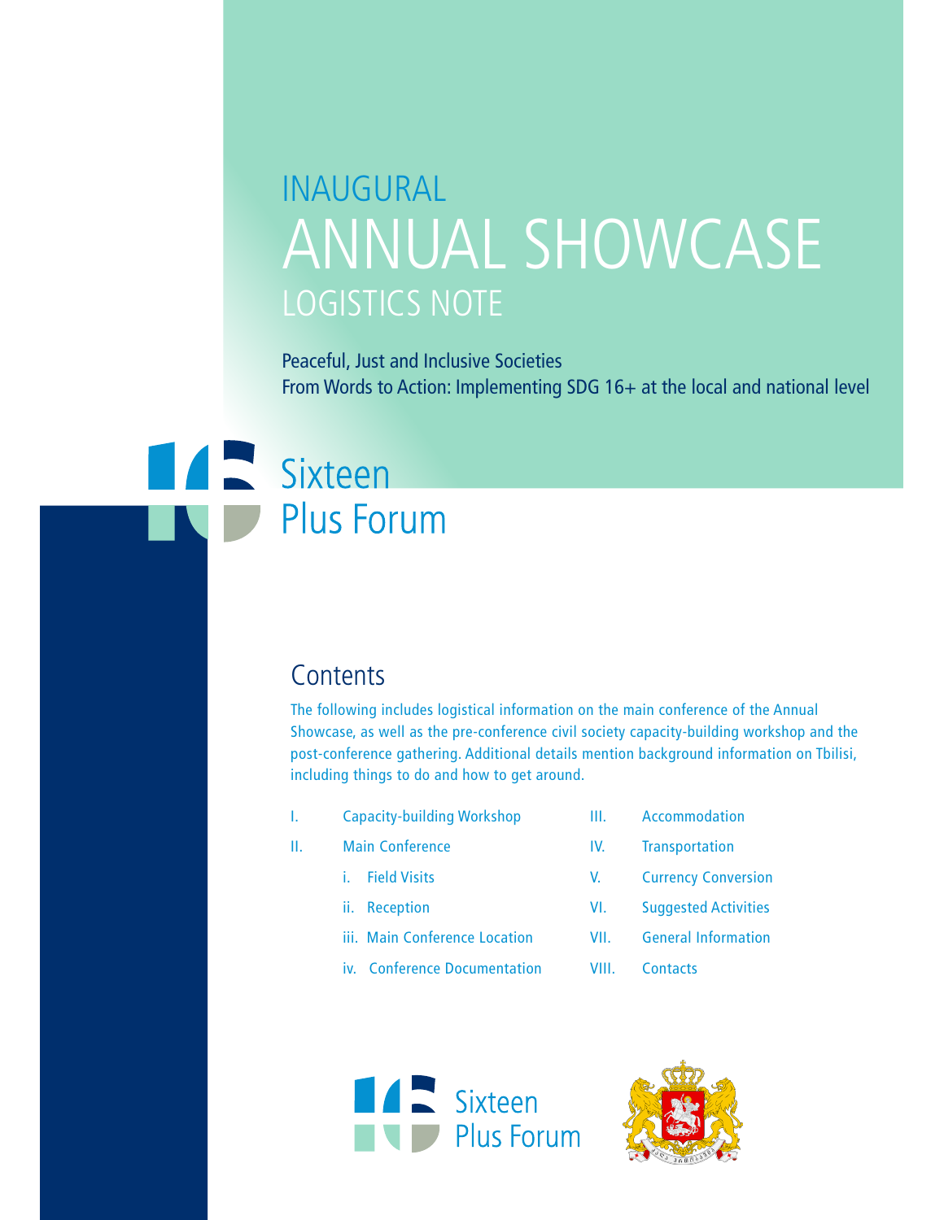# INAUGURAL ANNUAL SHOWCASE LOGISTICS NOTE

Peaceful, Just and Inclusive Societies
From Words to Action: Implementing SDG 16+ at the local and national level

Sixteen Plus Forum

## Contents

The following includes logistical information on the main conference of the Annual Showcase, as well as the pre-conference civil society capacity-building workshop and the post-conference gathering. Additional details mention background information on Tbilisi, including things to do and how to get around.

- I. Capacity-building Workshop
- II. Main Conference
  - i. Field Visits
  - ii. Reception
  - iii. Main Conference Location
  - iv. Conference Documentation
- III. Accommodation
- IV. Transportation
- V. Currency Conversion
- VI. Suggested Activities
- VII. General Information
- VIII. Contacts

Sixteen Plus Forum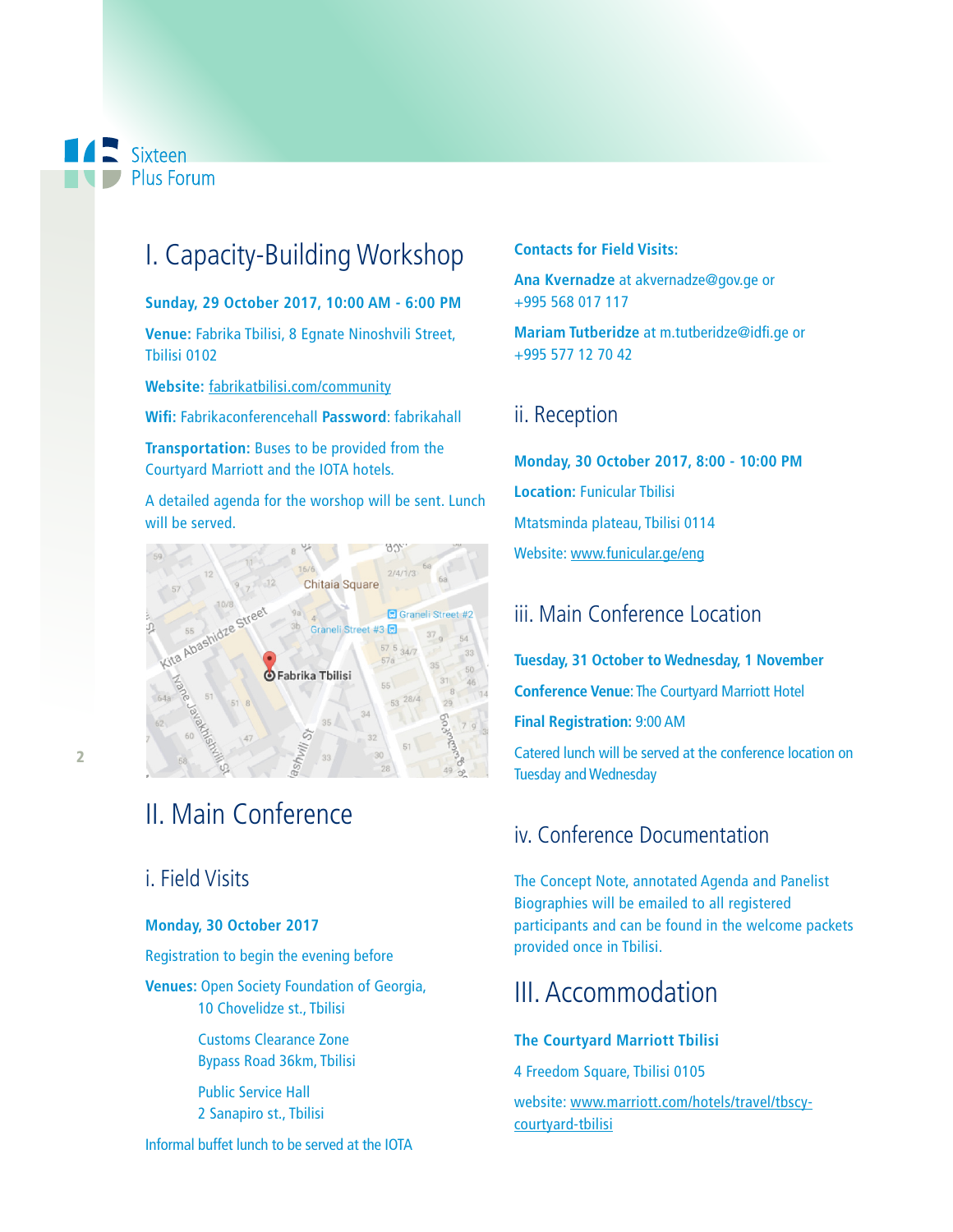# I. Capacity-Building Workshop

**Sunday, 29 October 2017, 10:00 AM - 6:00 PM**

**Venue:** Fabrika Tbilisi, 8 Egnate Ninoshvili Street, Tbilisi 0102

**Website:** fabrikatbilisi.com/community

**Wifi:** Fabrikaconferencehall **Password**: fabrikahall

**Transportation:** Buses to be provided from the Courtyard Marriott and the IOTA hotels.

A detailed agenda for the worshop will be sent. Lunch will be served.

# II. Main Conference

## i. Field Visits

**Monday, 30 October 2017**

Registration to begin the evening before

**Venues:** Open Society Foundation of Georgia, 10 Chovelidze st., Tbilisi

Customs Clearance Zone
Bypass Road 36km, Tbilisi

Public Service Hall
2 Sanapiro st., Tbilisi

Informal buffet lunch to be served at the IOTA

**Contacts for Field Visits:**

**Ana Kvernadze** at akvernadze@gov.ge or +995 568 017 117

**Mariam Tutberidze** at m.tutberidze@idfi.ge or +995 577 12 70 42

## ii. Reception

**Monday, 30 October 2017, 8:00 - 10:00 PM**

**Location:** Funicular Tbilisi

Mtatsminda plateau, Tbilisi 0114

Website: www.funicular.ge/eng

## iii. Main Conference Location

**Tuesday, 31 October to Wednesday, 1 November**

**Conference Venue:** The Courtyard Marriott Hotel

**Final Registration:** 9:00 AM

Catered lunch will be served at the conference location on Tuesday and Wednesday

## iv. Conference Documentation

The Concept Note, annotated Agenda and Panelist Biographies will be emailed to all registered participants and can be found in the welcome packets provided once in Tbilisi.

# III. Accommodation

**The Courtyard Marriott Tbilisi**

4 Freedom Square, Tbilisi 0105

website: www.marriott.com/hotels/travel/tbscy-courtyard-tbilisi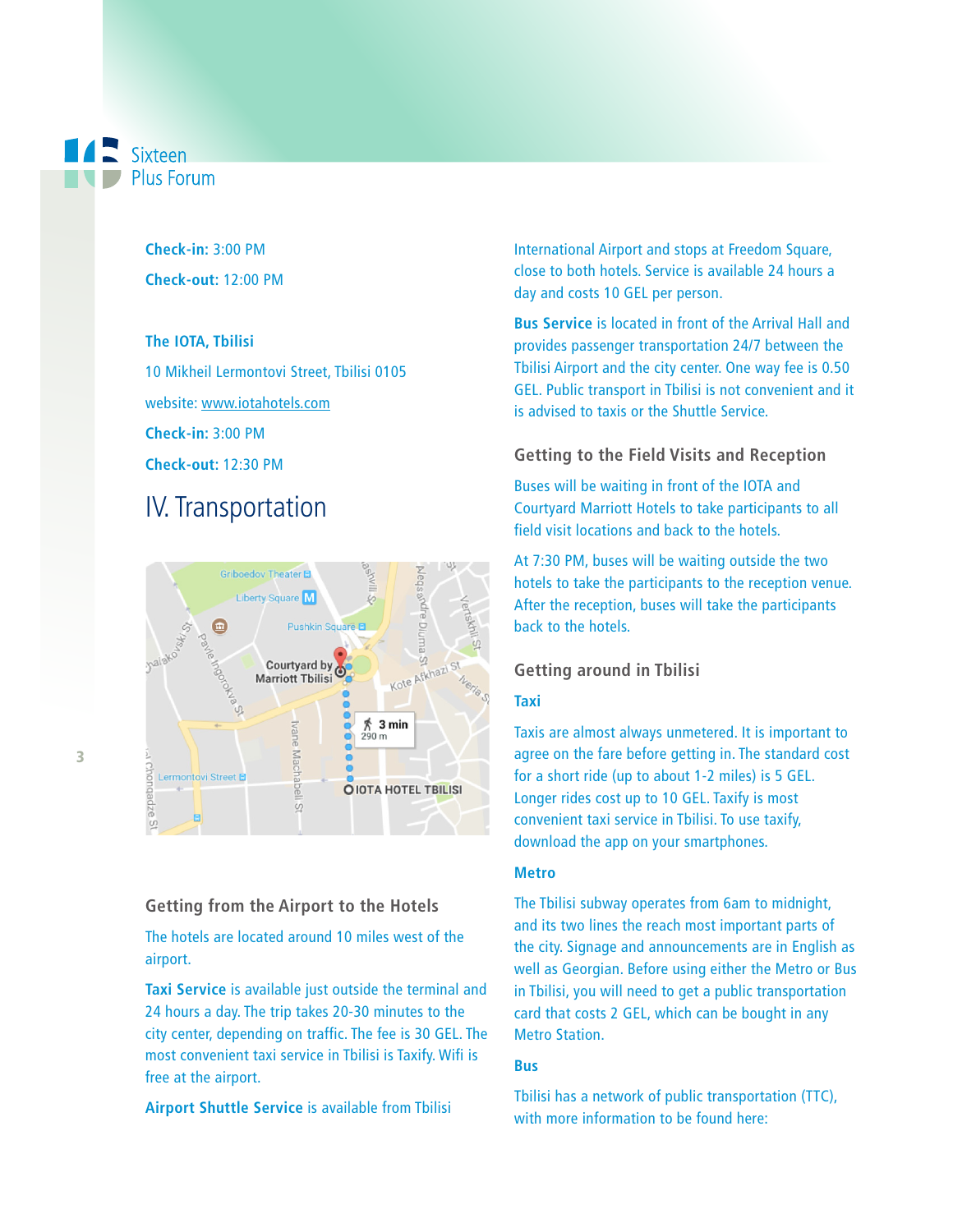**Check-in:** 3:00 PM

**Check-out:** 12:00 PM

**The IOTA, Tbilisi**

10 Mikheil Lermontovi Street, Tbilisi 0105

website: www.iotahotels.com

**Check-in:** 3:00 PM

**Check-out:** 12:30 PM

# IV. Transportation

### Getting from the Airport to the Hotels

The hotels are located around 10 miles west of the airport.

**Taxi Service** is available just outside the terminal and 24 hours a day. The trip takes 20-30 minutes to the city center, depending on traffic. The fee is 30 GEL. The most convenient taxi service in Tbilisi is Taxify. Wifi is free at the airport.

**Airport Shuttle Service** is available from Tbilisi International Airport and stops at Freedom Square, close to both hotels. Service is available 24 hours a day and costs 10 GEL per person.

**Bus Service** is located in front of the Arrival Hall and provides passenger transportation 24/7 between the Tbilisi Airport and the city center. One way fee is 0.50 GEL. Public transport in Tbilisi is not convenient and it is advised to taxis or the Shuttle Service.

### Getting to the Field Visits and Reception

Buses will be waiting in front of the IOTA and Courtyard Marriott Hotels to take participants to all field visit locations and back to the hotels.

At 7:30 PM, buses will be waiting outside the two hotels to take the participants to the reception venue. After the reception, buses will take the participants back to the hotels.

### Getting around in Tbilisi

**Taxi**

Taxis are almost always unmetered. It is important to agree on the fare before getting in. The standard cost for a short ride (up to about 1-2 miles) is 5 GEL. Longer rides cost up to 10 GEL. Taxify is most convenient taxi service in Tbilisi. To use taxify, download the app on your smartphones.

**Metro**

The Tbilisi subway operates from 6am to midnight, and its two lines the reach most important parts of the city. Signage and announcements are in English as well as Georgian. Before using either the Metro or Bus in Tbilisi, you will need to get a public transportation card that costs 2 GEL, which can be bought in any Metro Station.

**Bus**

Tbilisi has a network of public transportation (TTC), with more information to be found here: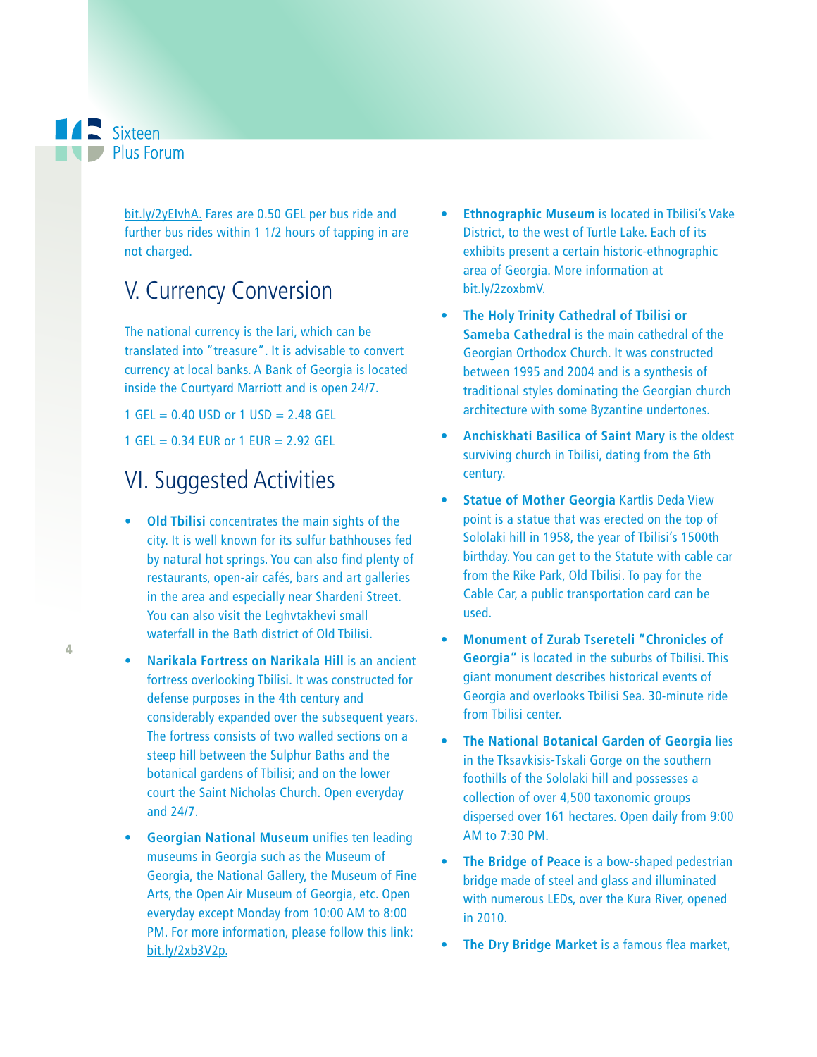bit.ly/2yEIvhA. Fares are 0.50 GEL per bus ride and further bus rides within 1 1/2 hours of tapping in are not charged.

## V. Currency Conversion

The national currency is the lari, which can be translated into "treasure". It is advisable to convert currency at local banks. A Bank of Georgia is located inside the Courtyard Marriott and is open 24/7.

1 GEL = 0.40 USD or 1 USD = 2.48 GEL

1 GEL = 0.34 EUR or 1 EUR = 2.92 GEL

## VI. Suggested Activities

- **Old Tbilisi** concentrates the main sights of the city. It is well known for its sulfur bathhouses fed by natural hot springs. You can also find plenty of restaurants, open-air cafés, bars and art galleries in the area and especially near Shardeni Street. You can also visit the Leghvtakhevi small waterfall in the Bath district of Old Tbilisi.
- **Narikala Fortress on Narikala Hill** is an ancient fortress overlooking Tbilisi. It was constructed for defense purposes in the 4th century and considerably expanded over the subsequent years. The fortress consists of two walled sections on a steep hill between the Sulphur Baths and the botanical gardens of Tbilisi; and on the lower court the Saint Nicholas Church. Open everyday and 24/7.
- **Georgian National Museum** unifies ten leading museums in Georgia such as the Museum of Georgia, the National Gallery, the Museum of Fine Arts, the Open Air Museum of Georgia, etc. Open everyday except Monday from 10:00 AM to 8:00 PM. For more information, please follow this link: bit.ly/2xb3V2p.
- **Ethnographic Museum** is located in Tbilisi's Vake District, to the west of Turtle Lake. Each of its exhibits present a certain historic-ethnographic area of Georgia. More information at bit.ly/2zoxbmV.
- **The Holy Trinity Cathedral of Tbilisi or Sameba Cathedral** is the main cathedral of the Georgian Orthodox Church. It was constructed between 1995 and 2004 and is a synthesis of traditional styles dominating the Georgian church architecture with some Byzantine undertones.
- **Anchiskhati Basilica of Saint Mary** is the oldest surviving church in Tbilisi, dating from the 6th century.
- **Statue of Mother Georgia** Kartlis Deda View point is a statue that was erected on the top of Sololaki hill in 1958, the year of Tbilisi's 1500th birthday. You can get to the Statute with cable car from the Rike Park, Old Tbilisi. To pay for the Cable Car, a public transportation card can be used.
- **Monument of Zurab Tsereteli "Chronicles of Georgia"** is located in the suburbs of Tbilisi. This giant monument describes historical events of Georgia and overlooks Tbilisi Sea. 30-minute ride from Tbilisi center.
- **The National Botanical Garden of Georgia** lies in the Tksavkisis-Tskali Gorge on the southern foothills of the Sololaki hill and possesses a collection of over 4,500 taxonomic groups dispersed over 161 hectares. Open daily from 9:00 AM to 7:30 PM.
- **The Bridge of Peace** is a bow-shaped pedestrian bridge made of steel and glass and illuminated with numerous LEDs, over the Kura River, opened in 2010.
- **The Dry Bridge Market** is a famous flea market,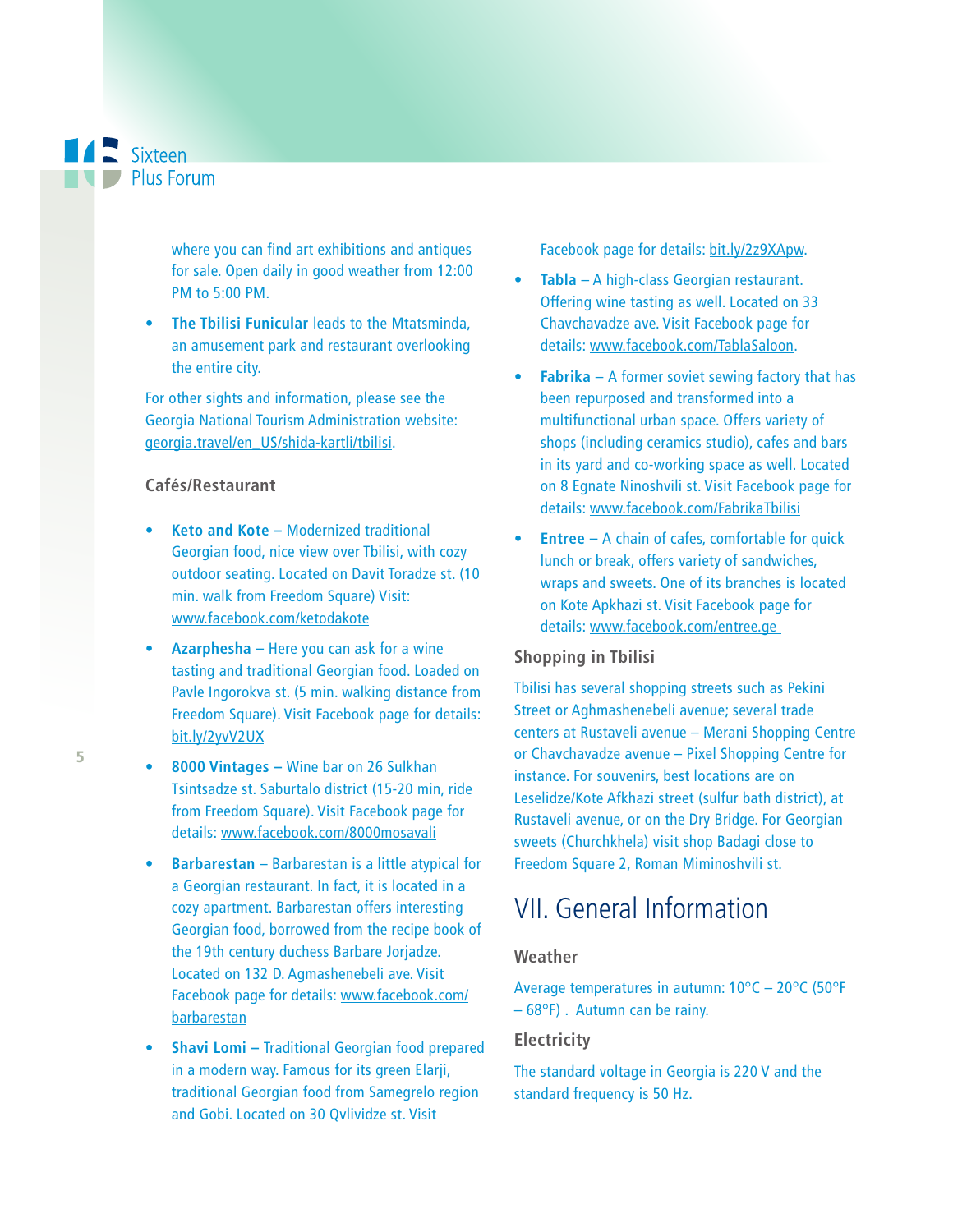where you can find art exhibitions and antiques for sale. Open daily in good weather from 12:00 PM to 5:00 PM.

- **The Tbilisi Funicular** leads to the Mtatsminda, an amusement park and restaurant overlooking the entire city.

For other sights and information, please see the Georgia National Tourism Administration website: georgia.travel/en_US/shida-kartli/tbilisi.

### Cafés/Restaurant

- **Keto and Kote –** Modernized traditional Georgian food, nice view over Tbilisi, with cozy outdoor seating. Located on Davit Toradze st. (10 min. walk from Freedom Square) Visit: www.facebook.com/ketodakote
- **Azarphesha –** Here you can ask for a wine tasting and traditional Georgian food. Loaded on Pavle Ingorokva st. (5 min. walking distance from Freedom Square). Visit Facebook page for details: bit.ly/2yvV2UX
- **8000 Vintages –** Wine bar on 26 Sulkhan Tsintsadze st. Saburtalo district (15-20 min, ride from Freedom Square). Visit Facebook page for details: www.facebook.com/8000mosavali
- **Barbarestan** – Barbarestan is a little atypical for a Georgian restaurant. In fact, it is located in a cozy apartment. Barbarestan offers interesting Georgian food, borrowed from the recipe book of the 19th century duchess Barbare Jorjadze. Located on 132 D. Agmashenebeli ave. Visit Facebook page for details: www.facebook.com/barbarestan
- **Shavi Lomi –** Traditional Georgian food prepared in a modern way. Famous for its green Elarji, traditional Georgian food from Samegrelo region and Gobi. Located on 30 Qvlividze st. Visit Facebook page for details: bit.ly/2z9XApw.
- **Tabla** – A high-class Georgian restaurant. Offering wine tasting as well. Located on 33 Chavchavadze ave. Visit Facebook page for details: www.facebook.com/TablaSaloon.
- **Fabrika** – A former soviet sewing factory that has been repurposed and transformed into a multifunctional urban space. Offers variety of shops (including ceramics studio), cafes and bars in its yard and co-working space as well. Located on 8 Egnate Ninoshvili st. Visit Facebook page for details: www.facebook.com/FabrikaTbilisi
- **Entree –** A chain of cafes, comfortable for quick lunch or break, offers variety of sandwiches, wraps and sweets. One of its branches is located on Kote Apkhazi st. Visit Facebook page for details: www.facebook.com/entree.ge

### Shopping in Tbilisi

Tbilisi has several shopping streets such as Pekini Street or Aghmashenebeli avenue; several trade centers at Rustaveli avenue – Merani Shopping Centre or Chavchavadze avenue – Pixel Shopping Centre for instance. For souvenirs, best locations are on Leselidze/Kote Afkhazi street (sulfur bath district), at Rustaveli avenue, or on the Dry Bridge. For Georgian sweets (Churchkhela) visit shop Badagi close to Freedom Square 2, Roman Miminoshvili st.

# VII. General Information

### Weather

Average temperatures in autumn: 10°C – 20°C (50°F – 68°F) . Autumn can be rainy.

### Electricity

The standard voltage in Georgia is 220 V and the standard frequency is 50 Hz.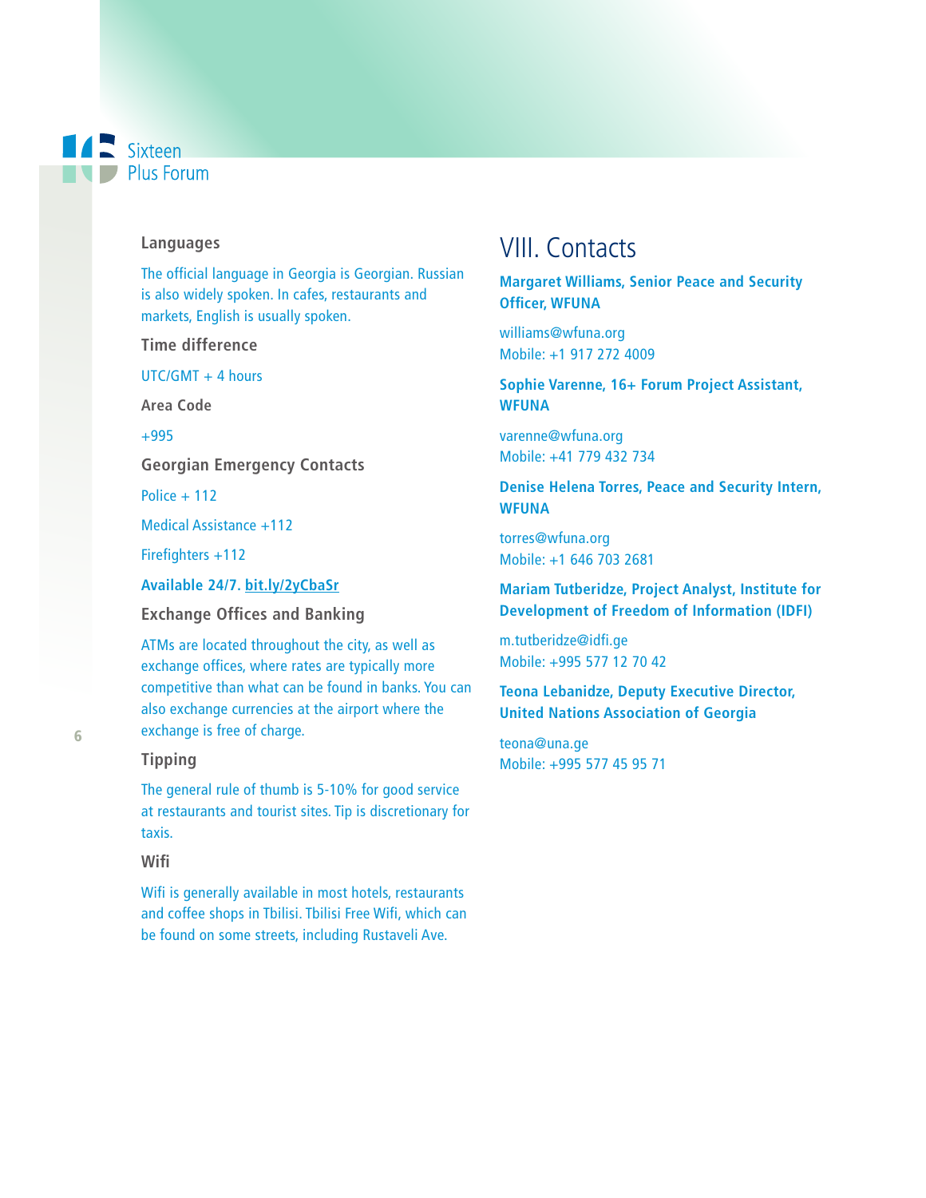### Languages

The official language in Georgia is Georgian. Russian is also widely spoken. In cafes, restaurants and markets, English is usually spoken.

### Time difference

UTC/GMT + 4 hours

### Area Code

+995

### Georgian Emergency Contacts

Police + 112

Medical Assistance +112

Firefighters +112

**Available 24/7. bit.ly/2yCbaSr**

### Exchange Offices and Banking

ATMs are located throughout the city, as well as exchange offices, where rates are typically more competitive than what can be found in banks. You can also exchange currencies at the airport where the exchange is free of charge.

### Tipping

The general rule of thumb is 5-10% for good service at restaurants and tourist sites. Tip is discretionary for taxis.

### Wifi

Wifi is generally available in most hotels, restaurants and coffee shops in Tbilisi. Tbilisi Free Wifi, which can be found on some streets, including Rustaveli Ave.

# VIII. Contacts

**Margaret Williams, Senior Peace and Security Officer, WFUNA**

williams@wfuna.org
Mobile: +1 917 272 4009

**Sophie Varenne, 16+ Forum Project Assistant, WFUNA**

varenne@wfuna.org
Mobile: +41 779 432 734

**Denise Helena Torres, Peace and Security Intern, WFUNA**

torres@wfuna.org
Mobile: +1 646 703 2681

**Mariam Tutberidze, Project Analyst, Institute for Development of Freedom of Information (IDFI)**

m.tutberidze@idfi.ge
Mobile: +995 577 12 70 42

**Teona Lebanidze, Deputy Executive Director, United Nations Association of Georgia**

teona@una.ge
Mobile: +995 577 45 95 71